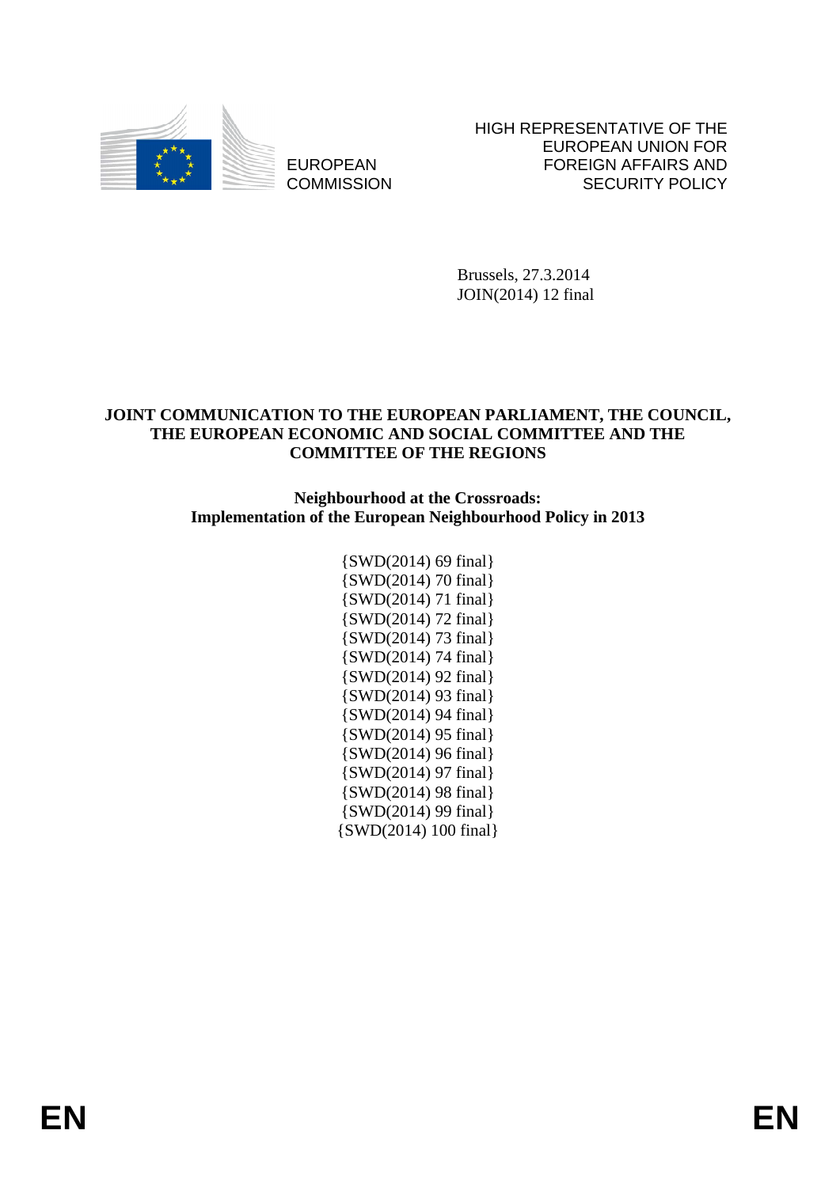EUROPEAN COMMISSION

HIGH REPRESENTATIVE OF THE EUROPEAN UNION FOR FOREIGN AFFAIRS AND SECURITY POLICY

Brussels, 27.3.2014
JOIN(2014) 12 final

**JOINT COMMUNICATION TO THE EUROPEAN PARLIAMENT, THE COUNCIL, THE EUROPEAN ECONOMIC AND SOCIAL COMMITTEE AND THE COMMITTEE OF THE REGIONS**

# Neighbourhood at the Crossroads: Implementation of the European Neighbourhood Policy in 2013

{SWD(2014) 69 final}
{SWD(2014) 70 final}
{SWD(2014) 71 final}
{SWD(2014) 72 final}
{SWD(2014) 73 final}
{SWD(2014) 74 final}
{SWD(2014) 92 final}
{SWD(2014) 93 final}
{SWD(2014) 94 final}
{SWD(2014) 95 final}
{SWD(2014) 96 final}
{SWD(2014) 97 final}
{SWD(2014) 98 final}
{SWD(2014) 99 final}
{SWD(2014) 100 final}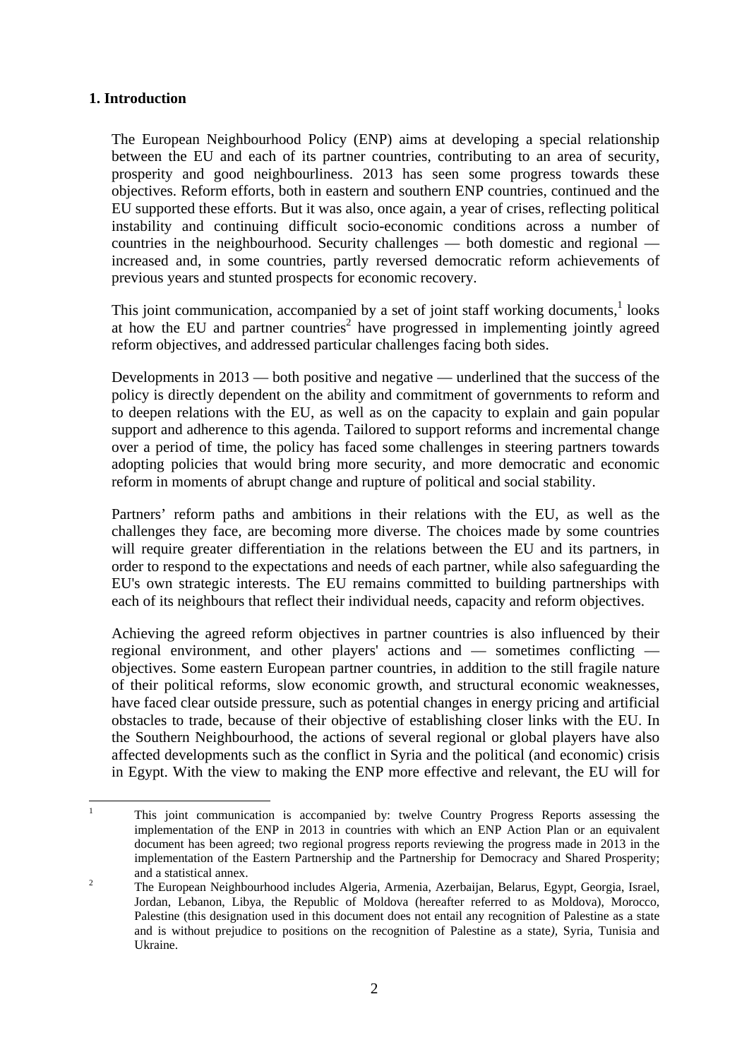## 1. Introduction

The European Neighbourhood Policy (ENP) aims at developing a special relationship between the EU and each of its partner countries, contributing to an area of security, prosperity and good neighbourliness. 2013 has seen some progress towards these objectives. Reform efforts, both in eastern and southern ENP countries, continued and the EU supported these efforts. But it was also, once again, a year of crises, reflecting political instability and continuing difficult socio-economic conditions across a number of countries in the neighbourhood. Security challenges — both domestic and regional — increased and, in some countries, partly reversed democratic reform achievements of previous years and stunted prospects for economic recovery.

This joint communication, accompanied by a set of joint staff working documents,[1] looks at how the EU and partner countries[2] have progressed in implementing jointly agreed reform objectives, and addressed particular challenges facing both sides.

Developments in 2013 — both positive and negative — underlined that the success of the policy is directly dependent on the ability and commitment of governments to reform and to deepen relations with the EU, as well as on the capacity to explain and gain popular support and adherence to this agenda. Tailored to support reforms and incremental change over a period of time, the policy has faced some challenges in steering partners towards adopting policies that would bring more security, and more democratic and economic reform in moments of abrupt change and rupture of political and social stability.

Partners' reform paths and ambitions in their relations with the EU, as well as the challenges they face, are becoming more diverse. The choices made by some countries will require greater differentiation in the relations between the EU and its partners, in order to respond to the expectations and needs of each partner, while also safeguarding the EU's own strategic interests. The EU remains committed to building partnerships with each of its neighbours that reflect their individual needs, capacity and reform objectives.

Achieving the agreed reform objectives in partner countries is also influenced by their regional environment, and other players' actions and — sometimes conflicting — objectives. Some eastern European partner countries, in addition to the still fragile nature of their political reforms, slow economic growth, and structural economic weaknesses, have faced clear outside pressure, such as potential changes in energy pricing and artificial obstacles to trade, because of their objective of establishing closer links with the EU. In the Southern Neighbourhood, the actions of several regional or global players have also affected developments such as the conflict in Syria and the political (and economic) crisis in Egypt. With the view to making the ENP more effective and relevant, the EU will for

---

[1] This joint communication is accompanied by: twelve Country Progress Reports assessing the implementation of the ENP in 2013 in countries with which an ENP Action Plan or an equivalent document has been agreed; two regional progress reports reviewing the progress made in 2013 in the implementation of the Eastern Partnership and the Partnership for Democracy and Shared Prosperity; and a statistical annex.

[2] The European Neighbourhood includes Algeria, Armenia, Azerbaijan, Belarus, Egypt, Georgia, Israel, Jordan, Lebanon, Libya, the Republic of Moldova (hereafter referred to as Moldova), Morocco, Palestine (this designation used in this document does not entail any recognition of Palestine as a state and is without prejudice to positions on the recognition of Palestine as a state*)*, Syria, Tunisia and Ukraine.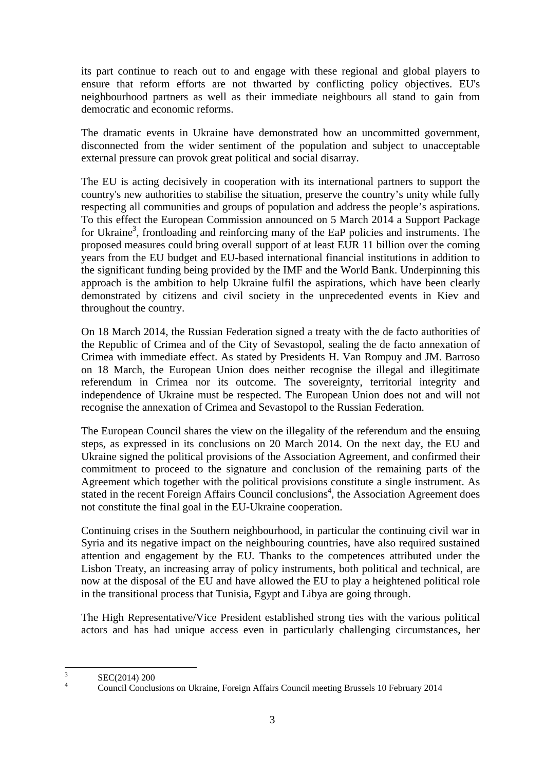its part continue to reach out to and engage with these regional and global players to ensure that reform efforts are not thwarted by conflicting policy objectives. EU's neighbourhood partners as well as their immediate neighbours all stand to gain from democratic and economic reforms.

The dramatic events in Ukraine have demonstrated how an uncommitted government, disconnected from the wider sentiment of the population and subject to unacceptable external pressure can provok great political and social disarray.

The EU is acting decisively in cooperation with its international partners to support the country's new authorities to stabilise the situation, preserve the country's unity while fully respecting all communities and groups of population and address the people's aspirations. To this effect the European Commission announced on 5 March 2014 a Support Package for Ukraine[3], frontloading and reinforcing many of the EaP policies and instruments. The proposed measures could bring overall support of at least EUR 11 billion over the coming years from the EU budget and EU-based international financial institutions in addition to the significant funding being provided by the IMF and the World Bank. Underpinning this approach is the ambition to help Ukraine fulfil the aspirations, which have been clearly demonstrated by citizens and civil society in the unprecedented events in Kiev and throughout the country.

On 18 March 2014, the Russian Federation signed a treaty with the de facto authorities of the Republic of Crimea and of the City of Sevastopol, sealing the de facto annexation of Crimea with immediate effect. As stated by Presidents H. Van Rompuy and JM. Barroso on 18 March, the European Union does neither recognise the illegal and illegitimate referendum in Crimea nor its outcome. The sovereignty, territorial integrity and independence of Ukraine must be respected. The European Union does not and will not recognise the annexation of Crimea and Sevastopol to the Russian Federation.

The European Council shares the view on the illegality of the referendum and the ensuing steps, as expressed in its conclusions on 20 March 2014. On the next day, the EU and Ukraine signed the political provisions of the Association Agreement, and confirmed their commitment to proceed to the signature and conclusion of the remaining parts of the Agreement which together with the political provisions constitute a single instrument. As stated in the recent Foreign Affairs Council conclusions[4], the Association Agreement does not constitute the final goal in the EU-Ukraine cooperation.

Continuing crises in the Southern neighbourhood, in particular the continuing civil war in Syria and its negative impact on the neighbouring countries, have also required sustained attention and engagement by the EU. Thanks to the competences attributed under the Lisbon Treaty, an increasing array of policy instruments, both political and technical, are now at the disposal of the EU and have allowed the EU to play a heightened political role in the transitional process that Tunisia, Egypt and Libya are going through.

The High Representative/Vice President established strong ties with the various political actors and has had unique access even in particularly challenging circumstances, her

---

[3] SEC(2014) 200

[4] Council Conclusions on Ukraine, Foreign Affairs Council meeting Brussels 10 February 2014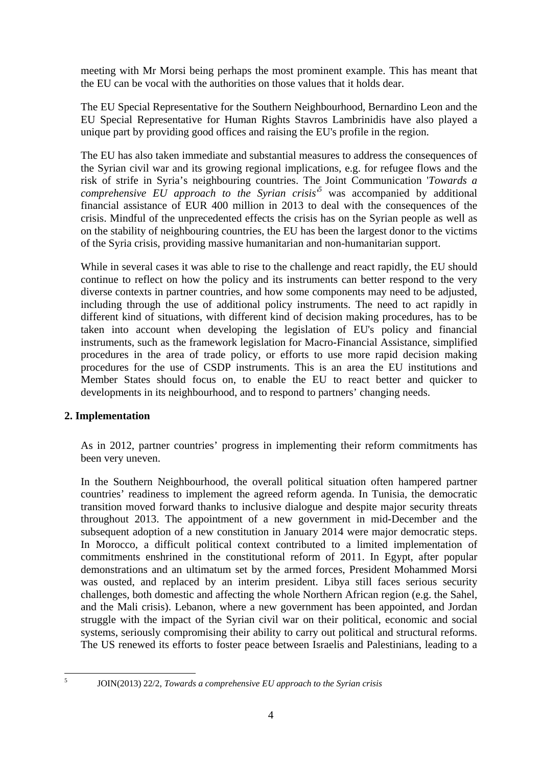meeting with Mr Morsi being perhaps the most prominent example. This has meant that the EU can be vocal with the authorities on those values that it holds dear.

The EU Special Representative for the Southern Neighbourhood, Bernardino Leon and the EU Special Representative for Human Rights Stavros Lambrinidis have also played a unique part by providing good offices and raising the EU's profile in the region.

The EU has also taken immediate and substantial measures to address the consequences of the Syrian civil war and its growing regional implications, e.g. for refugee flows and the risk of strife in Syria's neighbouring countries. The Joint Communication '*Towards a comprehensive EU approach to the Syrian crisis*'[5] was accompanied by additional financial assistance of EUR 400 million in 2013 to deal with the consequences of the crisis. Mindful of the unprecedented effects the crisis has on the Syrian people as well as on the stability of neighbouring countries, the EU has been the largest donor to the victims of the Syria crisis, providing massive humanitarian and non-humanitarian support.

While in several cases it was able to rise to the challenge and react rapidly, the EU should continue to reflect on how the policy and its instruments can better respond to the very diverse contexts in partner countries, and how some components may need to be adjusted, including through the use of additional policy instruments. The need to act rapidly in different kind of situations, with different kind of decision making procedures, has to be taken into account when developing the legislation of EU's policy and financial instruments, such as the framework legislation for Macro-Financial Assistance, simplified procedures in the area of trade policy, or efforts to use more rapid decision making procedures for the use of CSDP instruments. This is an area the EU institutions and Member States should focus on, to enable the EU to react better and quicker to developments in its neighbourhood, and to respond to partners' changing needs.

## 2. Implementation

As in 2012, partner countries' progress in implementing their reform commitments has been very uneven.

In the Southern Neighbourhood, the overall political situation often hampered partner countries' readiness to implement the agreed reform agenda. In Tunisia, the democratic transition moved forward thanks to inclusive dialogue and despite major security threats throughout 2013. The appointment of a new government in mid-December and the subsequent adoption of a new constitution in January 2014 were major democratic steps. In Morocco, a difficult political context contributed to a limited implementation of commitments enshrined in the constitutional reform of 2011. In Egypt, after popular demonstrations and an ultimatum set by the armed forces, President Mohammed Morsi was ousted, and replaced by an interim president. Libya still faces serious security challenges, both domestic and affecting the whole Northern African region (e.g. the Sahel, and the Mali crisis). Lebanon, where a new government has been appointed, and Jordan struggle with the impact of the Syrian civil war on their political, economic and social systems, seriously compromising their ability to carry out political and structural reforms. The US renewed its efforts to foster peace between Israelis and Palestinians, leading to a

---

[5] JOIN(2013) 22/2, *Towards a comprehensive EU approach to the Syrian crisis*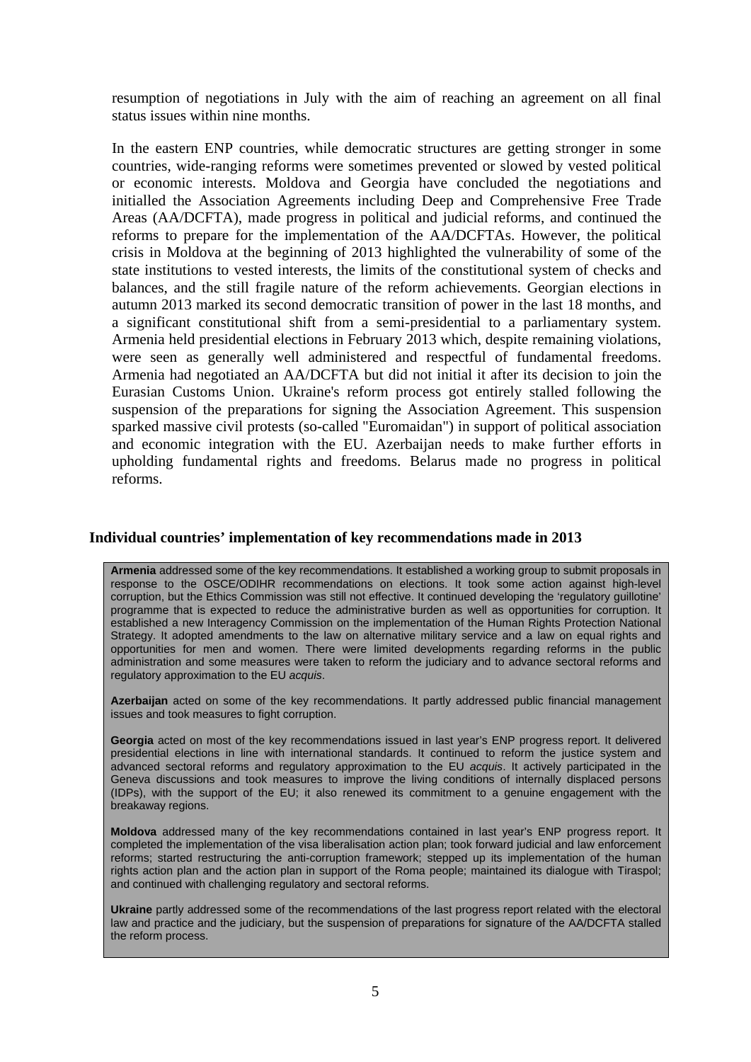resumption of negotiations in July with the aim of reaching an agreement on all final status issues within nine months.

In the eastern ENP countries, while democratic structures are getting stronger in some countries, wide-ranging reforms were sometimes prevented or slowed by vested political or economic interests. Moldova and Georgia have concluded the negotiations and initialled the Association Agreements including Deep and Comprehensive Free Trade Areas (AA/DCFTA), made progress in political and judicial reforms, and continued the reforms to prepare for the implementation of the AA/DCFTAs. However, the political crisis in Moldova at the beginning of 2013 highlighted the vulnerability of some of the state institutions to vested interests, the limits of the constitutional system of checks and balances, and the still fragile nature of the reform achievements. Georgian elections in autumn 2013 marked its second democratic transition of power in the last 18 months, and a significant constitutional shift from a semi-presidential to a parliamentary system. Armenia held presidential elections in February 2013 which, despite remaining violations, were seen as generally well administered and respectful of fundamental freedoms. Armenia had negotiated an AA/DCFTA but did not initial it after its decision to join the Eurasian Customs Union. Ukraine's reform process got entirely stalled following the suspension of the preparations for signing the Association Agreement. This suspension sparked massive civil protests (so-called "Euromaidan") in support of political association and economic integration with the EU. Azerbaijan needs to make further efforts in upholding fundamental rights and freedoms. Belarus made no progress in political reforms.

### Individual countries' implementation of key recommendations made in 2013

**Armenia** addressed some of the key recommendations. It established a working group to submit proposals in response to the OSCE/ODIHR recommendations on elections. It took some action against high-level corruption, but the Ethics Commission was still not effective. It continued developing the 'regulatory guillotine' programme that is expected to reduce the administrative burden as well as opportunities for corruption. It established a new Interagency Commission on the implementation of the Human Rights Protection National Strategy. It adopted amendments to the law on alternative military service and a law on equal rights and opportunities for men and women. There were limited developments regarding reforms in the public administration and some measures were taken to reform the judiciary and to advance sectoral reforms and regulatory approximation to the EU *acquis*.

**Azerbaijan** acted on some of the key recommendations. It partly addressed public financial management issues and took measures to fight corruption.

**Georgia** acted on most of the key recommendations issued in last year's ENP progress report. It delivered presidential elections in line with international standards. It continued to reform the justice system and advanced sectoral reforms and regulatory approximation to the EU *acquis*. It actively participated in the Geneva discussions and took measures to improve the living conditions of internally displaced persons (IDPs), with the support of the EU; it also renewed its commitment to a genuine engagement with the breakaway regions.

**Moldova** addressed many of the key recommendations contained in last year's ENP progress report. It completed the implementation of the visa liberalisation action plan; took forward judicial and law enforcement reforms; started restructuring the anti-corruption framework; stepped up its implementation of the human rights action plan and the action plan in support of the Roma people; maintained its dialogue with Tiraspol; and continued with challenging regulatory and sectoral reforms.

**Ukraine** partly addressed some of the recommendations of the last progress report related with the electoral law and practice and the judiciary, but the suspension of preparations for signature of the AA/DCFTA stalled the reform process.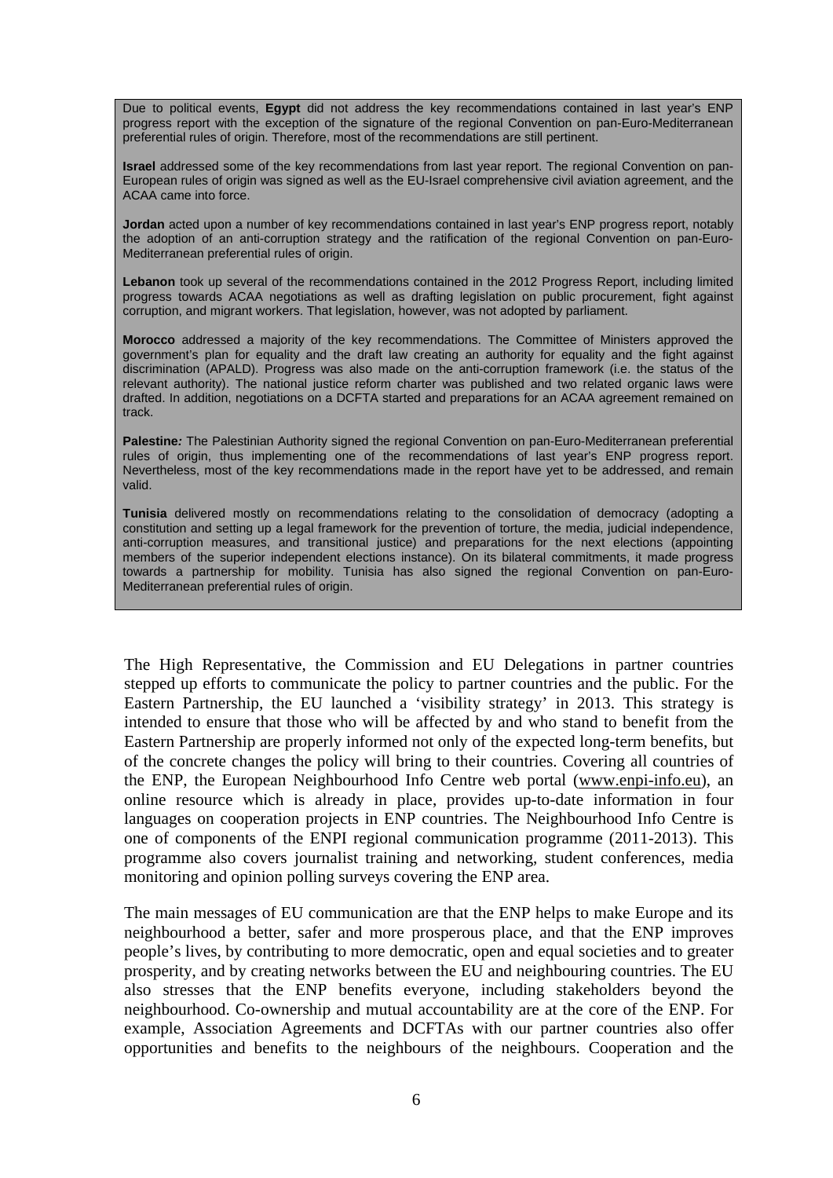Due to political events, **Egypt** did not address the key recommendations contained in last year's ENP progress report with the exception of the signature of the regional Convention on pan-Euro-Mediterranean preferential rules of origin. Therefore, most of the recommendations are still pertinent.

**Israel** addressed some of the key recommendations from last year report. The regional Convention on pan-European rules of origin was signed as well as the EU-Israel comprehensive civil aviation agreement, and the ACAA came into force.

**Jordan** acted upon a number of key recommendations contained in last year's ENP progress report, notably the adoption of an anti-corruption strategy and the ratification of the regional Convention on pan-Euro-Mediterranean preferential rules of origin.

**Lebanon** took up several of the recommendations contained in the 2012 Progress Report, including limited progress towards ACAA negotiations as well as drafting legislation on public procurement, fight against corruption, and migrant workers. That legislation, however, was not adopted by parliament.

**Morocco** addressed a majority of the key recommendations. The Committee of Ministers approved the government's plan for equality and the draft law creating an authority for equality and the fight against discrimination (APALD). Progress was also made on the anti-corruption framework (i.e. the status of the relevant authority). The national justice reform charter was published and two related organic laws were drafted. In addition, negotiations on a DCFTA started and preparations for an ACAA agreement remained on track.

**Palestine***:* The Palestinian Authority signed the regional Convention on pan-Euro-Mediterranean preferential rules of origin, thus implementing one of the recommendations of last year's ENP progress report. Nevertheless, most of the key recommendations made in the report have yet to be addressed, and remain valid.

**Tunisia** delivered mostly on recommendations relating to the consolidation of democracy (adopting a constitution and setting up a legal framework for the prevention of torture, the media, judicial independence, anti-corruption measures, and transitional justice) and preparations for the next elections (appointing members of the superior independent elections instance). On its bilateral commitments, it made progress towards a partnership for mobility. Tunisia has also signed the regional Convention on pan-Euro-Mediterranean preferential rules of origin.

The High Representative, the Commission and EU Delegations in partner countries stepped up efforts to communicate the policy to partner countries and the public. For the Eastern Partnership, the EU launched a 'visibility strategy' in 2013. This strategy is intended to ensure that those who will be affected by and who stand to benefit from the Eastern Partnership are properly informed not only of the expected long-term benefits, but of the concrete changes the policy will bring to their countries. Covering all countries of the ENP, the European Neighbourhood Info Centre web portal (www.enpi-info.eu), an online resource which is already in place, provides up-to-date information in four languages on cooperation projects in ENP countries. The Neighbourhood Info Centre is one of components of the ENPI regional communication programme (2011-2013). This programme also covers journalist training and networking, student conferences, media monitoring and opinion polling surveys covering the ENP area.

The main messages of EU communication are that the ENP helps to make Europe and its neighbourhood a better, safer and more prosperous place, and that the ENP improves people's lives, by contributing to more democratic, open and equal societies and to greater prosperity, and by creating networks between the EU and neighbouring countries. The EU also stresses that the ENP benefits everyone, including stakeholders beyond the neighbourhood. Co-ownership and mutual accountability are at the core of the ENP. For example, Association Agreements and DCFTAs with our partner countries also offer opportunities and benefits to the neighbours of the neighbours. Cooperation and the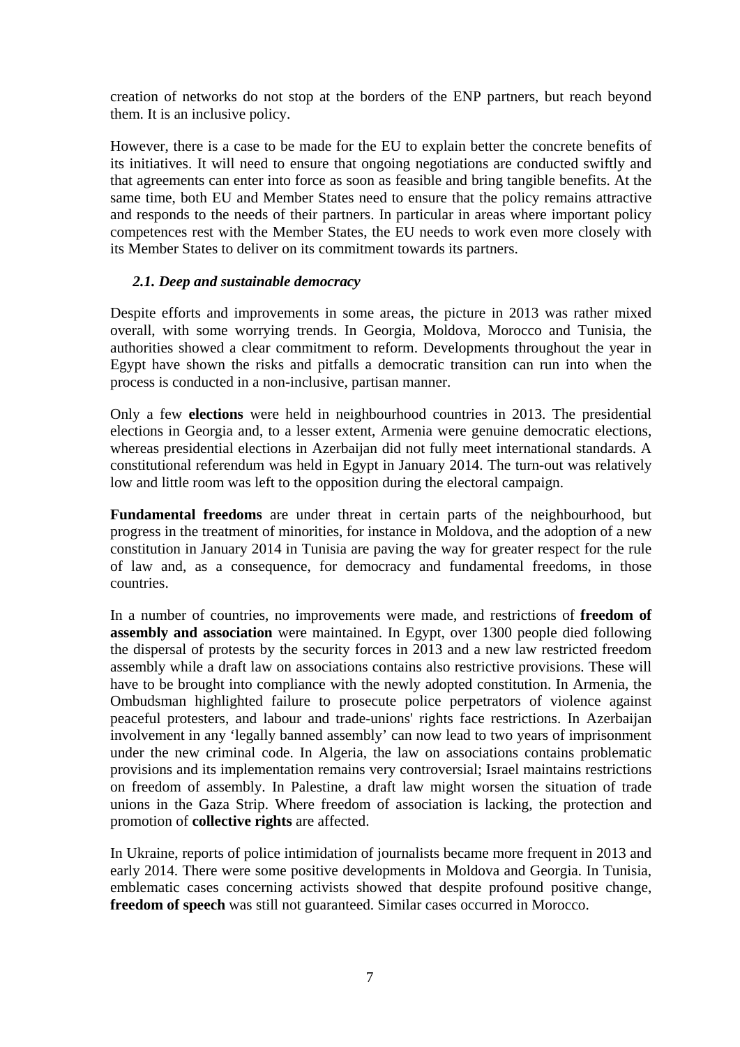creation of networks do not stop at the borders of the ENP partners, but reach beyond them. It is an inclusive policy.

However, there is a case to be made for the EU to explain better the concrete benefits of its initiatives. It will need to ensure that ongoing negotiations are conducted swiftly and that agreements can enter into force as soon as feasible and bring tangible benefits. At the same time, both EU and Member States need to ensure that the policy remains attractive and responds to the needs of their partners. In particular in areas where important policy competences rest with the Member States, the EU needs to work even more closely with its Member States to deliver on its commitment towards its partners.

### *2.1. Deep and sustainable democracy*

Despite efforts and improvements in some areas, the picture in 2013 was rather mixed overall, with some worrying trends. In Georgia, Moldova, Morocco and Tunisia, the authorities showed a clear commitment to reform. Developments throughout the year in Egypt have shown the risks and pitfalls a democratic transition can run into when the process is conducted in a non-inclusive, partisan manner.

Only a few **elections** were held in neighbourhood countries in 2013. The presidential elections in Georgia and, to a lesser extent, Armenia were genuine democratic elections, whereas presidential elections in Azerbaijan did not fully meet international standards. A constitutional referendum was held in Egypt in January 2014. The turn-out was relatively low and little room was left to the opposition during the electoral campaign.

**Fundamental freedoms** are under threat in certain parts of the neighbourhood, but progress in the treatment of minorities, for instance in Moldova, and the adoption of a new constitution in January 2014 in Tunisia are paving the way for greater respect for the rule of law and, as a consequence, for democracy and fundamental freedoms, in those countries.

In a number of countries, no improvements were made, and restrictions of **freedom of assembly and association** were maintained. In Egypt, over 1300 people died following the dispersal of protests by the security forces in 2013 and a new law restricted freedom assembly while a draft law on associations contains also restrictive provisions. These will have to be brought into compliance with the newly adopted constitution. In Armenia, the Ombudsman highlighted failure to prosecute police perpetrators of violence against peaceful protesters, and labour and trade-unions' rights face restrictions. In Azerbaijan involvement in any 'legally banned assembly' can now lead to two years of imprisonment under the new criminal code. In Algeria, the law on associations contains problematic provisions and its implementation remains very controversial; Israel maintains restrictions on freedom of assembly. In Palestine, a draft law might worsen the situation of trade unions in the Gaza Strip. Where freedom of association is lacking, the protection and promotion of **collective rights** are affected.

In Ukraine, reports of police intimidation of journalists became more frequent in 2013 and early 2014. There were some positive developments in Moldova and Georgia. In Tunisia, emblematic cases concerning activists showed that despite profound positive change, **freedom of speech** was still not guaranteed. Similar cases occurred in Morocco.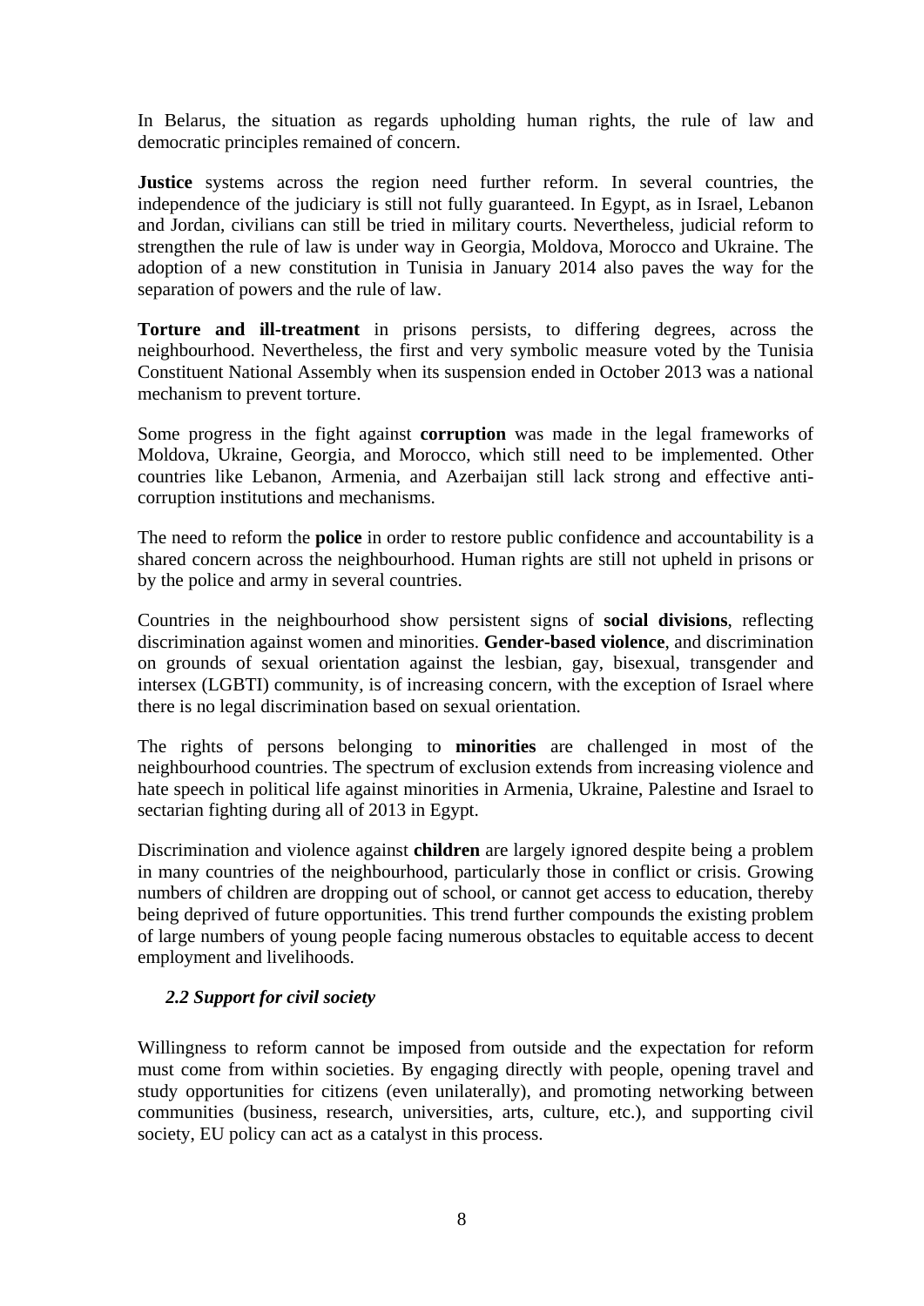In Belarus, the situation as regards upholding human rights, the rule of law and democratic principles remained of concern.

**Justice** systems across the region need further reform. In several countries, the independence of the judiciary is still not fully guaranteed. In Egypt, as in Israel, Lebanon and Jordan, civilians can still be tried in military courts. Nevertheless, judicial reform to strengthen the rule of law is under way in Georgia, Moldova, Morocco and Ukraine. The adoption of a new constitution in Tunisia in January 2014 also paves the way for the separation of powers and the rule of law.

**Torture and ill-treatment** in prisons persists, to differing degrees, across the neighbourhood. Nevertheless, the first and very symbolic measure voted by the Tunisia Constituent National Assembly when its suspension ended in October 2013 was a national mechanism to prevent torture.

Some progress in the fight against **corruption** was made in the legal frameworks of Moldova, Ukraine, Georgia, and Morocco, which still need to be implemented. Other countries like Lebanon, Armenia, and Azerbaijan still lack strong and effective anti-corruption institutions and mechanisms.

The need to reform the **police** in order to restore public confidence and accountability is a shared concern across the neighbourhood. Human rights are still not upheld in prisons or by the police and army in several countries.

Countries in the neighbourhood show persistent signs of **social divisions**, reflecting discrimination against women and minorities. **Gender-based violence**, and discrimination on grounds of sexual orientation against the lesbian, gay, bisexual, transgender and intersex (LGBTI) community, is of increasing concern, with the exception of Israel where there is no legal discrimination based on sexual orientation.

The rights of persons belonging to **minorities** are challenged in most of the neighbourhood countries. The spectrum of exclusion extends from increasing violence and hate speech in political life against minorities in Armenia, Ukraine, Palestine and Israel to sectarian fighting during all of 2013 in Egypt.

Discrimination and violence against **children** are largely ignored despite being a problem in many countries of the neighbourhood, particularly those in conflict or crisis. Growing numbers of children are dropping out of school, or cannot get access to education, thereby being deprived of future opportunities. This trend further compounds the existing problem of large numbers of young people facing numerous obstacles to equitable access to decent employment and livelihoods.

### *2.2 Support for civil society*

Willingness to reform cannot be imposed from outside and the expectation for reform must come from within societies. By engaging directly with people, opening travel and study opportunities for citizens (even unilaterally), and promoting networking between communities (business, research, universities, arts, culture, etc.), and supporting civil society, EU policy can act as a catalyst in this process.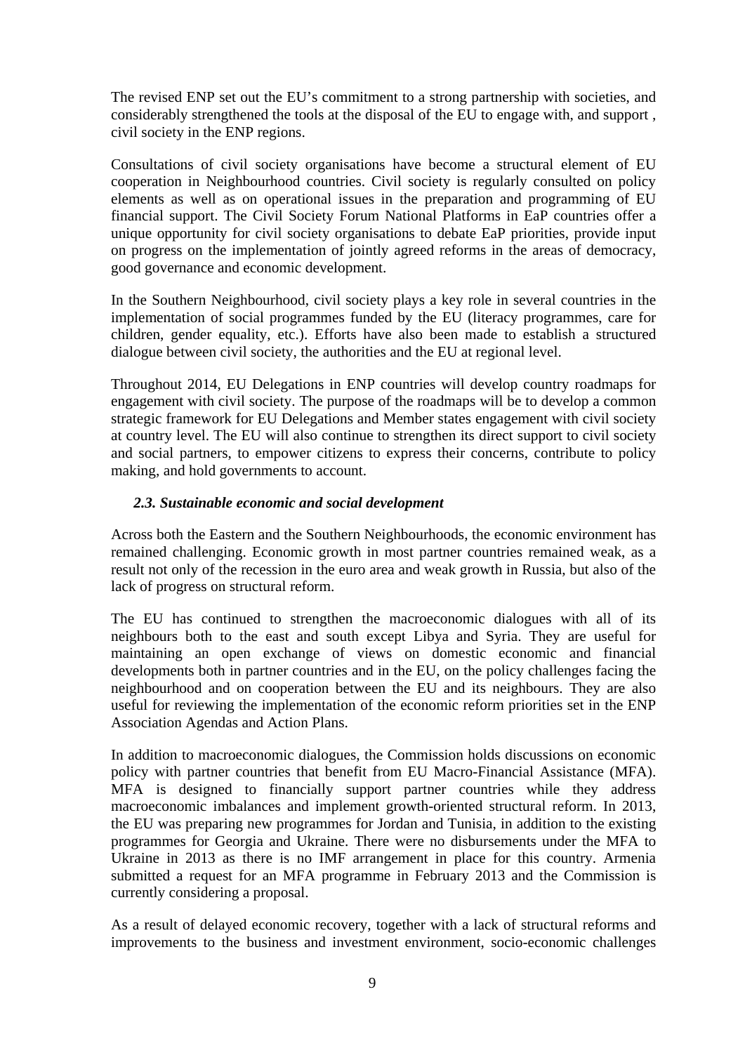The revised ENP set out the EU's commitment to a strong partnership with societies, and considerably strengthened the tools at the disposal of the EU to engage with, and support , civil society in the ENP regions.

Consultations of civil society organisations have become a structural element of EU cooperation in Neighbourhood countries. Civil society is regularly consulted on policy elements as well as on operational issues in the preparation and programming of EU financial support. The Civil Society Forum National Platforms in EaP countries offer a unique opportunity for civil society organisations to debate EaP priorities, provide input on progress on the implementation of jointly agreed reforms in the areas of democracy, good governance and economic development.

In the Southern Neighbourhood, civil society plays a key role in several countries in the implementation of social programmes funded by the EU (literacy programmes, care for children, gender equality, etc.). Efforts have also been made to establish a structured dialogue between civil society, the authorities and the EU at regional level.

Throughout 2014, EU Delegations in ENP countries will develop country roadmaps for engagement with civil society. The purpose of the roadmaps will be to develop a common strategic framework for EU Delegations and Member states engagement with civil society at country level. The EU will also continue to strengthen its direct support to civil society and social partners, to empower citizens to express their concerns, contribute to policy making, and hold governments to account.

### *2.3. Sustainable economic and social development*

Across both the Eastern and the Southern Neighbourhoods, the economic environment has remained challenging. Economic growth in most partner countries remained weak, as a result not only of the recession in the euro area and weak growth in Russia, but also of the lack of progress on structural reform.

The EU has continued to strengthen the macroeconomic dialogues with all of its neighbours both to the east and south except Libya and Syria. They are useful for maintaining an open exchange of views on domestic economic and financial developments both in partner countries and in the EU, on the policy challenges facing the neighbourhood and on cooperation between the EU and its neighbours. They are also useful for reviewing the implementation of the economic reform priorities set in the ENP Association Agendas and Action Plans.

In addition to macroeconomic dialogues, the Commission holds discussions on economic policy with partner countries that benefit from EU Macro-Financial Assistance (MFA). MFA is designed to financially support partner countries while they address macroeconomic imbalances and implement growth-oriented structural reform. In 2013, the EU was preparing new programmes for Jordan and Tunisia, in addition to the existing programmes for Georgia and Ukraine. There were no disbursements under the MFA to Ukraine in 2013 as there is no IMF arrangement in place for this country. Armenia submitted a request for an MFA programme in February 2013 and the Commission is currently considering a proposal.

As a result of delayed economic recovery, together with a lack of structural reforms and improvements to the business and investment environment, socio-economic challenges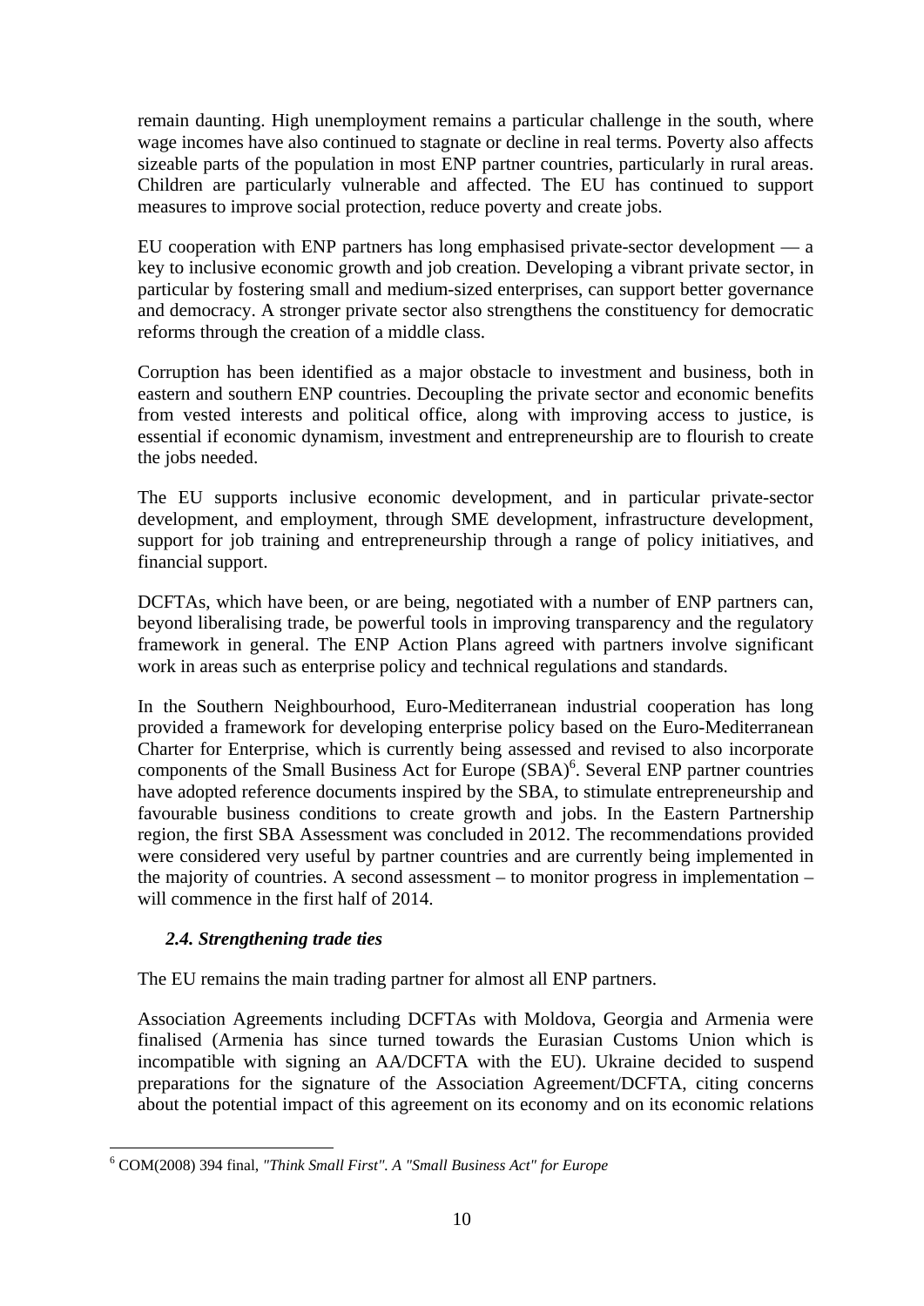remain daunting. High unemployment remains a particular challenge in the south, where wage incomes have also continued to stagnate or decline in real terms. Poverty also affects sizeable parts of the population in most ENP partner countries, particularly in rural areas. Children are particularly vulnerable and affected. The EU has continued to support measures to improve social protection, reduce poverty and create jobs.

EU cooperation with ENP partners has long emphasised private-sector development — a key to inclusive economic growth and job creation. Developing a vibrant private sector, in particular by fostering small and medium-sized enterprises, can support better governance and democracy. A stronger private sector also strengthens the constituency for democratic reforms through the creation of a middle class.

Corruption has been identified as a major obstacle to investment and business, both in eastern and southern ENP countries. Decoupling the private sector and economic benefits from vested interests and political office, along with improving access to justice, is essential if economic dynamism, investment and entrepreneurship are to flourish to create the jobs needed.

The EU supports inclusive economic development, and in particular private-sector development, and employment, through SME development, infrastructure development, support for job training and entrepreneurship through a range of policy initiatives, and financial support.

DCFTAs, which have been, or are being, negotiated with a number of ENP partners can, beyond liberalising trade, be powerful tools in improving transparency and the regulatory framework in general. The ENP Action Plans agreed with partners involve significant work in areas such as enterprise policy and technical regulations and standards.

In the Southern Neighbourhood, Euro-Mediterranean industrial cooperation has long provided a framework for developing enterprise policy based on the Euro-Mediterranean Charter for Enterprise, which is currently being assessed and revised to also incorporate components of the Small Business Act for Europe (SBA)[6]. Several ENP partner countries have adopted reference documents inspired by the SBA, to stimulate entrepreneurship and favourable business conditions to create growth and jobs. In the Eastern Partnership region, the first SBA Assessment was concluded in 2012. The recommendations provided were considered very useful by partner countries and are currently being implemented in the majority of countries. A second assessment – to monitor progress in implementation – will commence in the first half of 2014.

### *2.4. Strengthening trade ties*

The EU remains the main trading partner for almost all ENP partners.

Association Agreements including DCFTAs with Moldova, Georgia and Armenia were finalised (Armenia has since turned towards the Eurasian Customs Union which is incompatible with signing an AA/DCFTA with the EU). Ukraine decided to suspend preparations for the signature of the Association Agreement/DCFTA, citing concerns about the potential impact of this agreement on its economy and on its economic relations

[6] COM(2008) 394 final, *"Think Small First". A "Small Business Act" for Europe*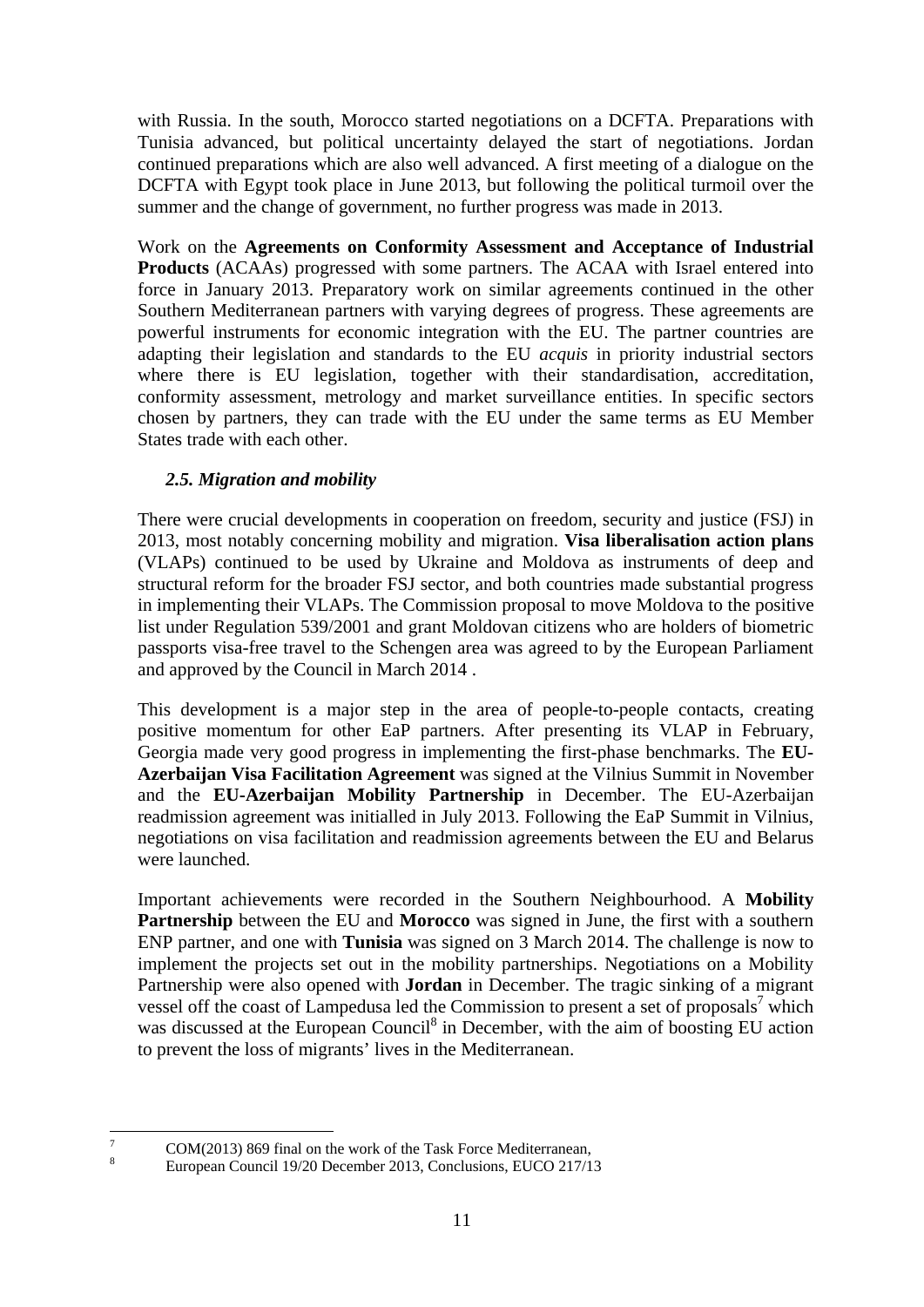with Russia. In the south, Morocco started negotiations on a DCFTA. Preparations with Tunisia advanced, but political uncertainty delayed the start of negotiations. Jordan continued preparations which are also well advanced. A first meeting of a dialogue on the DCFTA with Egypt took place in June 2013, but following the political turmoil over the summer and the change of government, no further progress was made in 2013.

Work on the **Agreements on Conformity Assessment and Acceptance of Industrial Products** (ACAAs) progressed with some partners. The ACAA with Israel entered into force in January 2013. Preparatory work on similar agreements continued in the other Southern Mediterranean partners with varying degrees of progress. These agreements are powerful instruments for economic integration with the EU. The partner countries are adapting their legislation and standards to the EU *acquis* in priority industrial sectors where there is EU legislation, together with their standardisation, accreditation, conformity assessment, metrology and market surveillance entities. In specific sectors chosen by partners, they can trade with the EU under the same terms as EU Member States trade with each other.

### *2.5. Migration and mobility*

There were crucial developments in cooperation on freedom, security and justice (FSJ) in 2013, most notably concerning mobility and migration. **Visa liberalisation action plans** (VLAPs) continued to be used by Ukraine and Moldova as instruments of deep and structural reform for the broader FSJ sector, and both countries made substantial progress in implementing their VLAPs. The Commission proposal to move Moldova to the positive list under Regulation 539/2001 and grant Moldovan citizens who are holders of biometric passports visa-free travel to the Schengen area was agreed to by the European Parliament and approved by the Council in March 2014 .

This development is a major step in the area of people-to-people contacts, creating positive momentum for other EaP partners. After presenting its VLAP in February, Georgia made very good progress in implementing the first-phase benchmarks. The **EU-Azerbaijan Visa Facilitation Agreement** was signed at the Vilnius Summit in November and the **EU-Azerbaijan Mobility Partnership** in December. The EU-Azerbaijan readmission agreement was initialled in July 2013. Following the EaP Summit in Vilnius, negotiations on visa facilitation and readmission agreements between the EU and Belarus were launched.

Important achievements were recorded in the Southern Neighbourhood. A **Mobility Partnership** between the EU and **Morocco** was signed in June, the first with a southern ENP partner, and one with **Tunisia** was signed on 3 March 2014. The challenge is now to implement the projects set out in the mobility partnerships. Negotiations on a Mobility Partnership were also opened with **Jordan** in December. The tragic sinking of a migrant vessel off the coast of Lampedusa led the Commission to present a set of proposals[7] which was discussed at the European Council[8] in December, with the aim of boosting EU action to prevent the loss of migrants' lives in the Mediterranean.

---

[7] COM(2013) 869 final on the work of the Task Force Mediterranean,

[8] European Council 19/20 December 2013, Conclusions, EUCO 217/13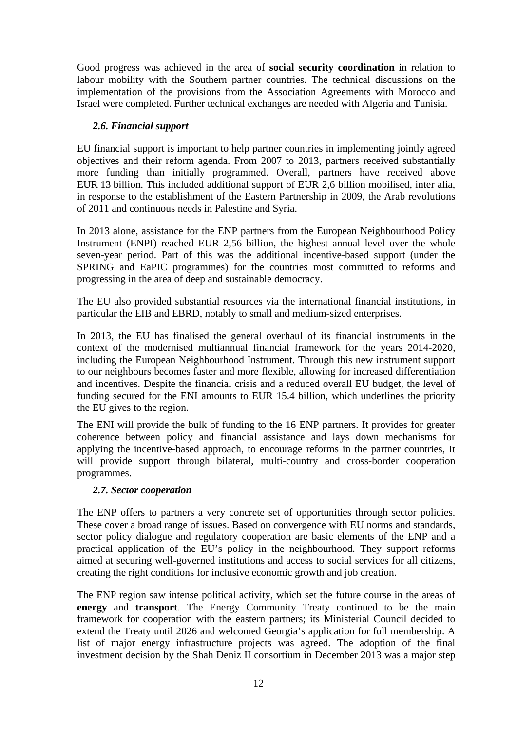Good progress was achieved in the area of **social security coordination** in relation to labour mobility with the Southern partner countries. The technical discussions on the implementation of the provisions from the Association Agreements with Morocco and Israel were completed. Further technical exchanges are needed with Algeria and Tunisia.

### *2.6. Financial support*

EU financial support is important to help partner countries in implementing jointly agreed objectives and their reform agenda. From 2007 to 2013, partners received substantially more funding than initially programmed. Overall, partners have received above EUR 13 billion. This included additional support of EUR 2,6 billion mobilised, inter alia, in response to the establishment of the Eastern Partnership in 2009, the Arab revolutions of 2011 and continuous needs in Palestine and Syria.

In 2013 alone, assistance for the ENP partners from the European Neighbourhood Policy Instrument (ENPI) reached EUR 2,56 billion, the highest annual level over the whole seven-year period. Part of this was the additional incentive-based support (under the SPRING and EaPIC programmes) for the countries most committed to reforms and progressing in the area of deep and sustainable democracy.

The EU also provided substantial resources via the international financial institutions, in particular the EIB and EBRD, notably to small and medium-sized enterprises.

In 2013, the EU has finalised the general overhaul of its financial instruments in the context of the modernised multiannual financial framework for the years 2014-2020, including the European Neighbourhood Instrument. Through this new instrument support to our neighbours becomes faster and more flexible, allowing for increased differentiation and incentives. Despite the financial crisis and a reduced overall EU budget, the level of funding secured for the ENI amounts to EUR 15.4 billion, which underlines the priority the EU gives to the region.

The ENI will provide the bulk of funding to the 16 ENP partners. It provides for greater coherence between policy and financial assistance and lays down mechanisms for applying the incentive-based approach, to encourage reforms in the partner countries, It will provide support through bilateral, multi-country and cross-border cooperation programmes.

### *2.7. Sector cooperation*

The ENP offers to partners a very concrete set of opportunities through sector policies. These cover a broad range of issues. Based on convergence with EU norms and standards, sector policy dialogue and regulatory cooperation are basic elements of the ENP and a practical application of the EU's policy in the neighbourhood. They support reforms aimed at securing well-governed institutions and access to social services for all citizens, creating the right conditions for inclusive economic growth and job creation.

The ENP region saw intense political activity, which set the future course in the areas of **energy** and **transport**. The Energy Community Treaty continued to be the main framework for cooperation with the eastern partners; its Ministerial Council decided to extend the Treaty until 2026 and welcomed Georgia's application for full membership. A list of major energy infrastructure projects was agreed. The adoption of the final investment decision by the Shah Deniz II consortium in December 2013 was a major step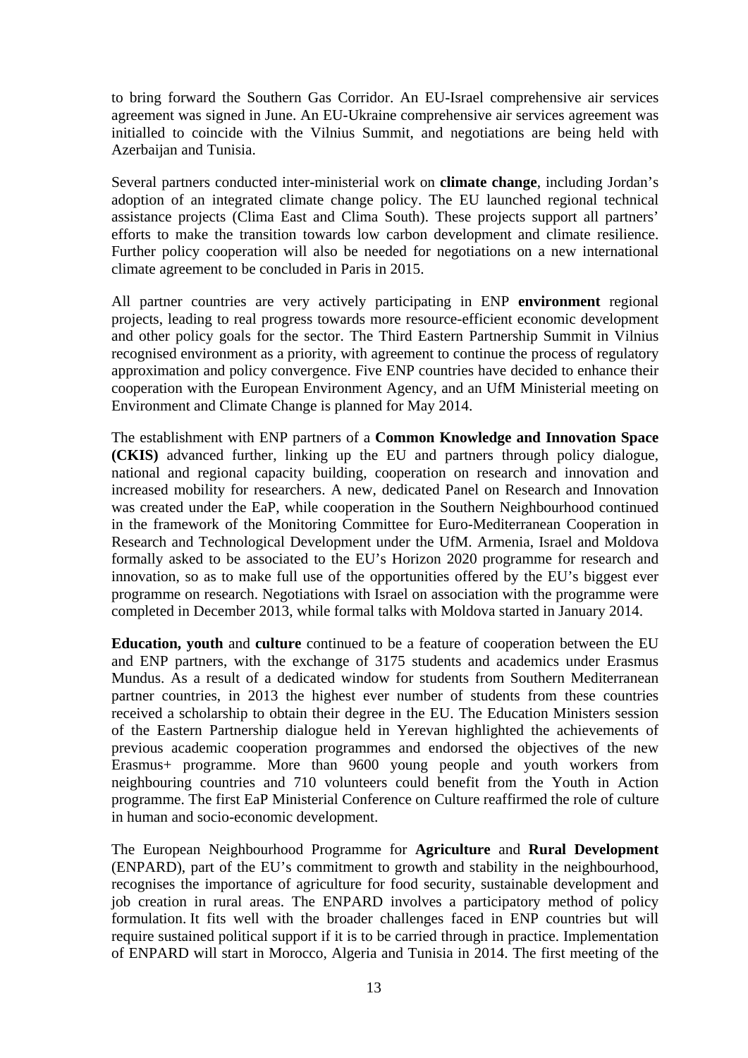to bring forward the Southern Gas Corridor. An EU-Israel comprehensive air services agreement was signed in June. An EU-Ukraine comprehensive air services agreement was initialled to coincide with the Vilnius Summit, and negotiations are being held with Azerbaijan and Tunisia.

Several partners conducted inter-ministerial work on **climate change**, including Jordan's adoption of an integrated climate change policy. The EU launched regional technical assistance projects (Clima East and Clima South). These projects support all partners' efforts to make the transition towards low carbon development and climate resilience. Further policy cooperation will also be needed for negotiations on a new international climate agreement to be concluded in Paris in 2015.

All partner countries are very actively participating in ENP **environment** regional projects, leading to real progress towards more resource-efficient economic development and other policy goals for the sector. The Third Eastern Partnership Summit in Vilnius recognised environment as a priority, with agreement to continue the process of regulatory approximation and policy convergence. Five ENP countries have decided to enhance their cooperation with the European Environment Agency, and an UfM Ministerial meeting on Environment and Climate Change is planned for May 2014.

The establishment with ENP partners of a **Common Knowledge and Innovation Space (CKIS)** advanced further, linking up the EU and partners through policy dialogue, national and regional capacity building, cooperation on research and innovation and increased mobility for researchers. A new, dedicated Panel on Research and Innovation was created under the EaP, while cooperation in the Southern Neighbourhood continued in the framework of the Monitoring Committee for Euro-Mediterranean Cooperation in Research and Technological Development under the UfM. Armenia, Israel and Moldova formally asked to be associated to the EU's Horizon 2020 programme for research and innovation, so as to make full use of the opportunities offered by the EU's biggest ever programme on research. Negotiations with Israel on association with the programme were completed in December 2013, while formal talks with Moldova started in January 2014.

**Education, youth** and **culture** continued to be a feature of cooperation between the EU and ENP partners, with the exchange of 3175 students and academics under Erasmus Mundus. As a result of a dedicated window for students from Southern Mediterranean partner countries, in 2013 the highest ever number of students from these countries received a scholarship to obtain their degree in the EU. The Education Ministers session of the Eastern Partnership dialogue held in Yerevan highlighted the achievements of previous academic cooperation programmes and endorsed the objectives of the new Erasmus+ programme. More than 9600 young people and youth workers from neighbouring countries and 710 volunteers could benefit from the Youth in Action programme. The first EaP Ministerial Conference on Culture reaffirmed the role of culture in human and socio-economic development.

The European Neighbourhood Programme for **Agriculture** and **Rural Development** (ENPARD), part of the EU's commitment to growth and stability in the neighbourhood, recognises the importance of agriculture for food security, sustainable development and job creation in rural areas. The ENPARD involves a participatory method of policy formulation. It fits well with the broader challenges faced in ENP countries but will require sustained political support if it is to be carried through in practice. Implementation of ENPARD will start in Morocco, Algeria and Tunisia in 2014. The first meeting of the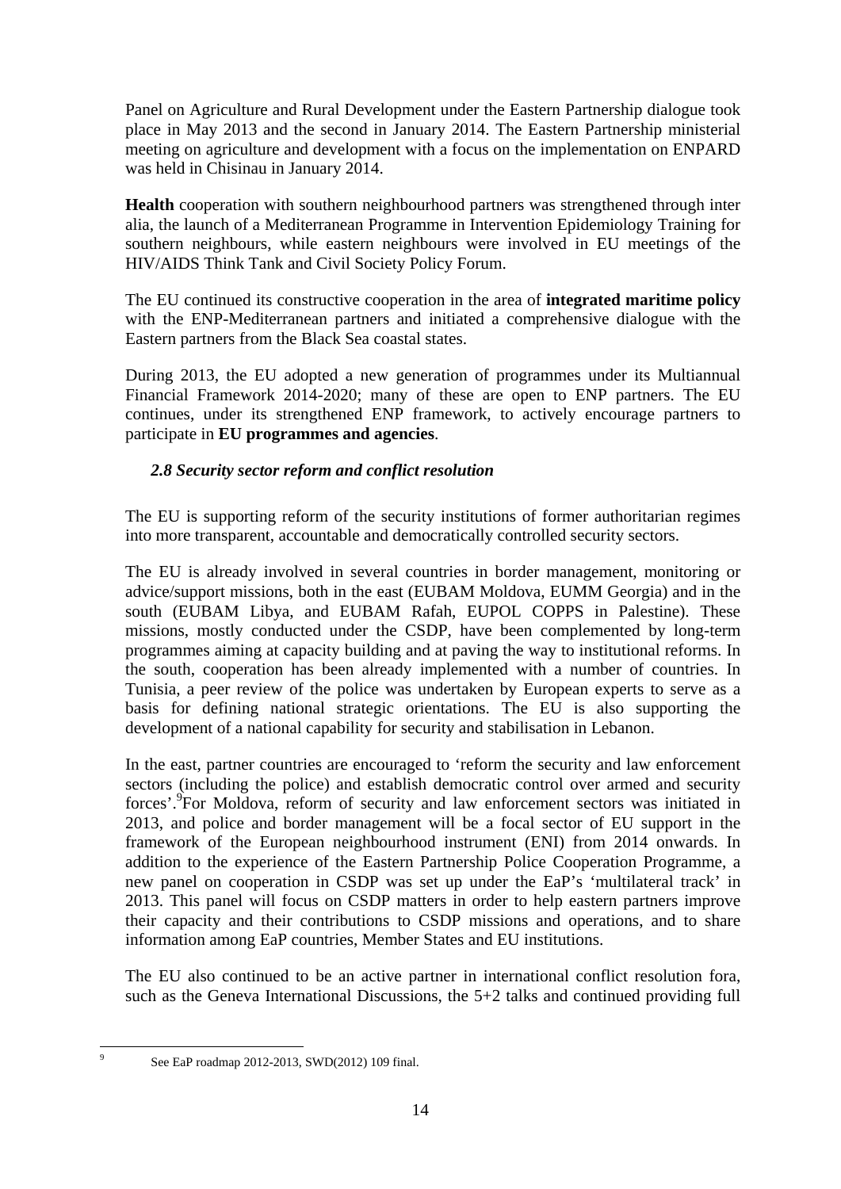Panel on Agriculture and Rural Development under the Eastern Partnership dialogue took place in May 2013 and the second in January 2014. The Eastern Partnership ministerial meeting on agriculture and development with a focus on the implementation on ENPARD was held in Chisinau in January 2014.

**Health** cooperation with southern neighbourhood partners was strengthened through inter alia, the launch of a Mediterranean Programme in Intervention Epidemiology Training for southern neighbours, while eastern neighbours were involved in EU meetings of the HIV/AIDS Think Tank and Civil Society Policy Forum.

The EU continued its constructive cooperation in the area of **integrated maritime policy** with the ENP-Mediterranean partners and initiated a comprehensive dialogue with the Eastern partners from the Black Sea coastal states.

During 2013, the EU adopted a new generation of programmes under its Multiannual Financial Framework 2014-2020; many of these are open to ENP partners. The EU continues, under its strengthened ENP framework, to actively encourage partners to participate in **EU programmes and agencies**.

### *2.8 Security sector reform and conflict resolution*

The EU is supporting reform of the security institutions of former authoritarian regimes into more transparent, accountable and democratically controlled security sectors.

The EU is already involved in several countries in border management, monitoring or advice/support missions, both in the east (EUBAM Moldova, EUMM Georgia) and in the south (EUBAM Libya, and EUBAM Rafah, EUPOL COPPS in Palestine). These missions, mostly conducted under the CSDP, have been complemented by long-term programmes aiming at capacity building and at paving the way to institutional reforms. In the south, cooperation has been already implemented with a number of countries. In Tunisia, a peer review of the police was undertaken by European experts to serve as a basis for defining national strategic orientations. The EU is also supporting the development of a national capability for security and stabilisation in Lebanon.

In the east, partner countries are encouraged to 'reform the security and law enforcement sectors (including the police) and establish democratic control over armed and security forces'.[9] For Moldova, reform of security and law enforcement sectors was initiated in 2013, and police and border management will be a focal sector of EU support in the framework of the European neighbourhood instrument (ENI) from 2014 onwards. In addition to the experience of the Eastern Partnership Police Cooperation Programme, a new panel on cooperation in CSDP was set up under the EaP's 'multilateral track' in 2013. This panel will focus on CSDP matters in order to help eastern partners improve their capacity and their contributions to CSDP missions and operations, and to share information among EaP countries, Member States and EU institutions.

The EU also continued to be an active partner in international conflict resolution fora, such as the Geneva International Discussions, the 5+2 talks and continued providing full

---

[9] See EaP roadmap 2012-2013, SWD(2012) 109 final.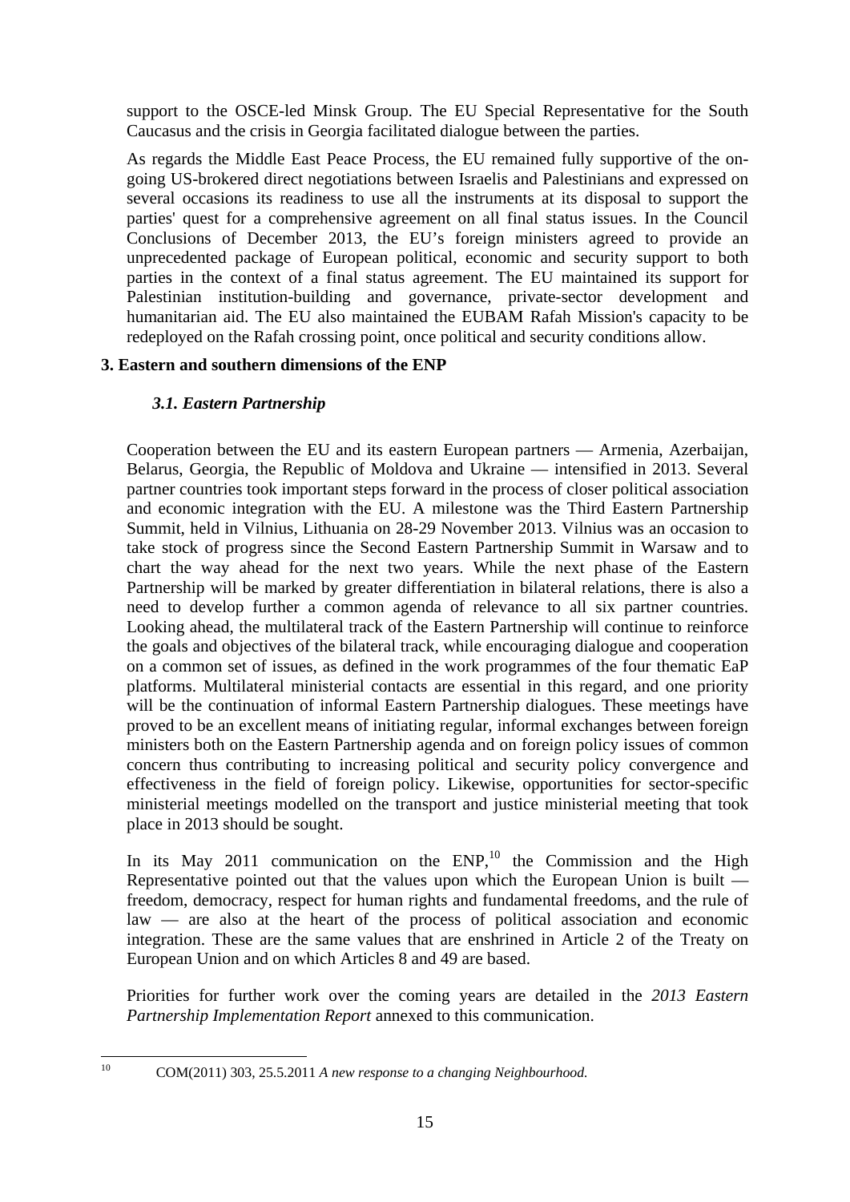support to the OSCE-led Minsk Group. The EU Special Representative for the South Caucasus and the crisis in Georgia facilitated dialogue between the parties.

As regards the Middle East Peace Process, the EU remained fully supportive of the on-going US-brokered direct negotiations between Israelis and Palestinians and expressed on several occasions its readiness to use all the instruments at its disposal to support the parties' quest for a comprehensive agreement on all final status issues. In the Council Conclusions of December 2013, the EU's foreign ministers agreed to provide an unprecedented package of European political, economic and security support to both parties in the context of a final status agreement. The EU maintained its support for Palestinian institution-building and governance, private-sector development and humanitarian aid. The EU also maintained the EUBAM Rafah Mission's capacity to be redeployed on the Rafah crossing point, once political and security conditions allow.

## 3. Eastern and southern dimensions of the ENP

### *3.1. Eastern Partnership*

Cooperation between the EU and its eastern European partners — Armenia, Azerbaijan, Belarus, Georgia, the Republic of Moldova and Ukraine — intensified in 2013. Several partner countries took important steps forward in the process of closer political association and economic integration with the EU. A milestone was the Third Eastern Partnership Summit, held in Vilnius, Lithuania on 28-29 November 2013. Vilnius was an occasion to take stock of progress since the Second Eastern Partnership Summit in Warsaw and to chart the way ahead for the next two years. While the next phase of the Eastern Partnership will be marked by greater differentiation in bilateral relations, there is also a need to develop further a common agenda of relevance to all six partner countries. Looking ahead, the multilateral track of the Eastern Partnership will continue to reinforce the goals and objectives of the bilateral track, while encouraging dialogue and cooperation on a common set of issues, as defined in the work programmes of the four thematic EaP platforms. Multilateral ministerial contacts are essential in this regard, and one priority will be the continuation of informal Eastern Partnership dialogues. These meetings have proved to be an excellent means of initiating regular, informal exchanges between foreign ministers both on the Eastern Partnership agenda and on foreign policy issues of common concern thus contributing to increasing political and security policy convergence and effectiveness in the field of foreign policy. Likewise, opportunities for sector-specific ministerial meetings modelled on the transport and justice ministerial meeting that took place in 2013 should be sought.

In its May 2011 communication on the ENP,[10] the Commission and the High Representative pointed out that the values upon which the European Union is built — freedom, democracy, respect for human rights and fundamental freedoms, and the rule of law — are also at the heart of the process of political association and economic integration. These are the same values that are enshrined in Article 2 of the Treaty on European Union and on which Articles 8 and 49 are based.

Priorities for further work over the coming years are detailed in the *2013 Eastern Partnership Implementation Report* annexed to this communication.

---

[10] COM(2011) 303, 25.5.2011 *A new response to a changing Neighbourhood.*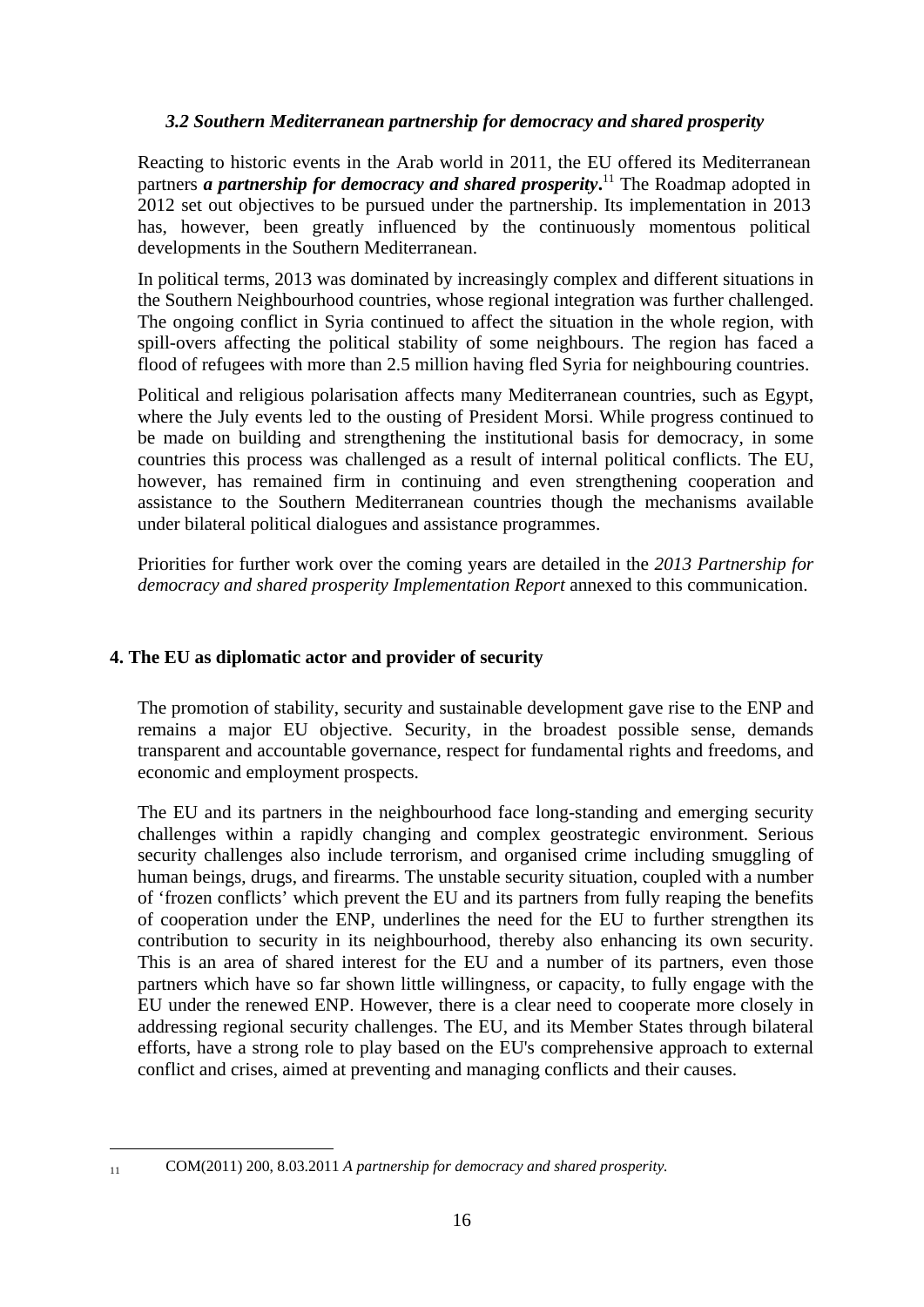### *3.2 Southern Mediterranean partnership for democracy and shared prosperity*

Reacting to historic events in the Arab world in 2011, the EU offered its Mediterranean partners ***a partnership for democracy and shared prosperity***.[11] The Roadmap adopted in 2012 set out objectives to be pursued under the partnership. Its implementation in 2013 has, however, been greatly influenced by the continuously momentous political developments in the Southern Mediterranean.

In political terms, 2013 was dominated by increasingly complex and different situations in the Southern Neighbourhood countries, whose regional integration was further challenged. The ongoing conflict in Syria continued to affect the situation in the whole region, with spill-overs affecting the political stability of some neighbours. The region has faced a flood of refugees with more than 2.5 million having fled Syria for neighbouring countries.

Political and religious polarisation affects many Mediterranean countries, such as Egypt, where the July events led to the ousting of President Morsi. While progress continued to be made on building and strengthening the institutional basis for democracy, in some countries this process was challenged as a result of internal political conflicts. The EU, however, has remained firm in continuing and even strengthening cooperation and assistance to the Southern Mediterranean countries though the mechanisms available under bilateral political dialogues and assistance programmes.

Priorities for further work over the coming years are detailed in the *2013 Partnership for democracy and shared prosperity Implementation Report* annexed to this communication.

## 4. The EU as diplomatic actor and provider of security

The promotion of stability, security and sustainable development gave rise to the ENP and remains a major EU objective. Security, in the broadest possible sense, demands transparent and accountable governance, respect for fundamental rights and freedoms, and economic and employment prospects.

The EU and its partners in the neighbourhood face long-standing and emerging security challenges within a rapidly changing and complex geostrategic environment. Serious security challenges also include terrorism, and organised crime including smuggling of human beings, drugs, and firearms. The unstable security situation, coupled with a number of 'frozen conflicts' which prevent the EU and its partners from fully reaping the benefits of cooperation under the ENP, underlines the need for the EU to further strengthen its contribution to security in its neighbourhood, thereby also enhancing its own security. This is an area of shared interest for the EU and a number of its partners, even those partners which have so far shown little willingness, or capacity, to fully engage with the EU under the renewed ENP. However, there is a clear need to cooperate more closely in addressing regional security challenges. The EU, and its Member States through bilateral efforts, have a strong role to play based on the EU's comprehensive approach to external conflict and crises, aimed at preventing and managing conflicts and their causes.

---

[11] COM(2011) 200, 8.03.2011 *A partnership for democracy and shared prosperity.*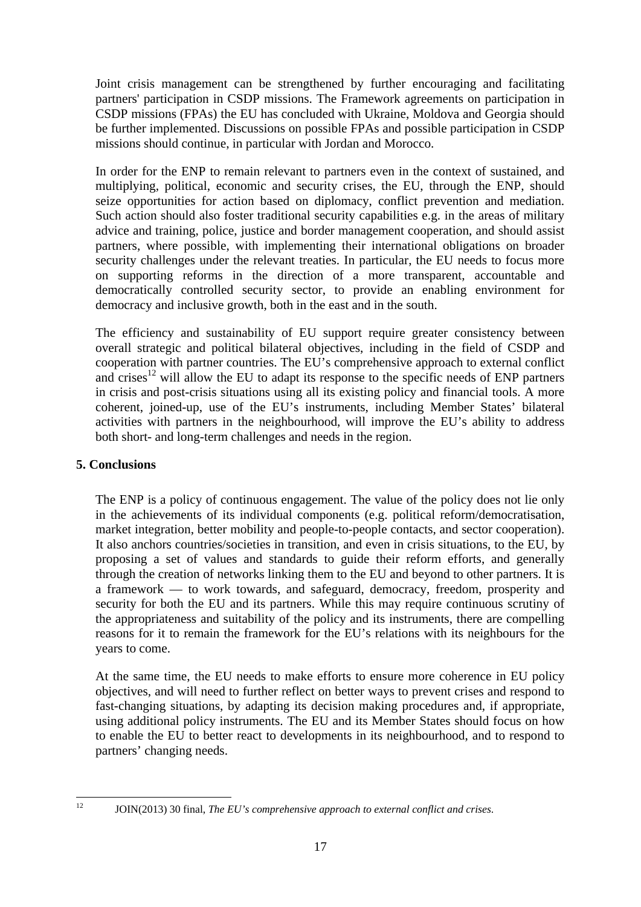Joint crisis management can be strengthened by further encouraging and facilitating partners' participation in CSDP missions. The Framework agreements on participation in CSDP missions (FPAs) the EU has concluded with Ukraine, Moldova and Georgia should be further implemented. Discussions on possible FPAs and possible participation in CSDP missions should continue, in particular with Jordan and Morocco.

In order for the ENP to remain relevant to partners even in the context of sustained, and multiplying, political, economic and security crises, the EU, through the ENP, should seize opportunities for action based on diplomacy, conflict prevention and mediation. Such action should also foster traditional security capabilities e.g. in the areas of military advice and training, police, justice and border management cooperation, and should assist partners, where possible, with implementing their international obligations on broader security challenges under the relevant treaties. In particular, the EU needs to focus more on supporting reforms in the direction of a more transparent, accountable and democratically controlled security sector, to provide an enabling environment for democracy and inclusive growth, both in the east and in the south.

The efficiency and sustainability of EU support require greater consistency between overall strategic and political bilateral objectives, including in the field of CSDP and cooperation with partner countries. The EU's comprehensive approach to external conflict and crises[12] will allow the EU to adapt its response to the specific needs of ENP partners in crisis and post-crisis situations using all its existing policy and financial tools. A more coherent, joined-up, use of the EU's instruments, including Member States' bilateral activities with partners in the neighbourhood, will improve the EU's ability to address both short- and long-term challenges and needs in the region.

## 5. Conclusions

The ENP is a policy of continuous engagement. The value of the policy does not lie only in the achievements of its individual components (e.g. political reform/democratisation, market integration, better mobility and people-to-people contacts, and sector cooperation). It also anchors countries/societies in transition, and even in crisis situations, to the EU, by proposing a set of values and standards to guide their reform efforts, and generally through the creation of networks linking them to the EU and beyond to other partners. It is a framework — to work towards, and safeguard, democracy, freedom, prosperity and security for both the EU and its partners. While this may require continuous scrutiny of the appropriateness and suitability of the policy and its instruments, there are compelling reasons for it to remain the framework for the EU's relations with its neighbours for the years to come.

At the same time, the EU needs to make efforts to ensure more coherence in EU policy objectives, and will need to further reflect on better ways to prevent crises and respond to fast-changing situations, by adapting its decision making procedures and, if appropriate, using additional policy instruments. The EU and its Member States should focus on how to enable the EU to better react to developments in its neighbourhood, and to respond to partners' changing needs.

---

[12] JOIN(2013) 30 final, *The EU's comprehensive approach to external conflict and crises*.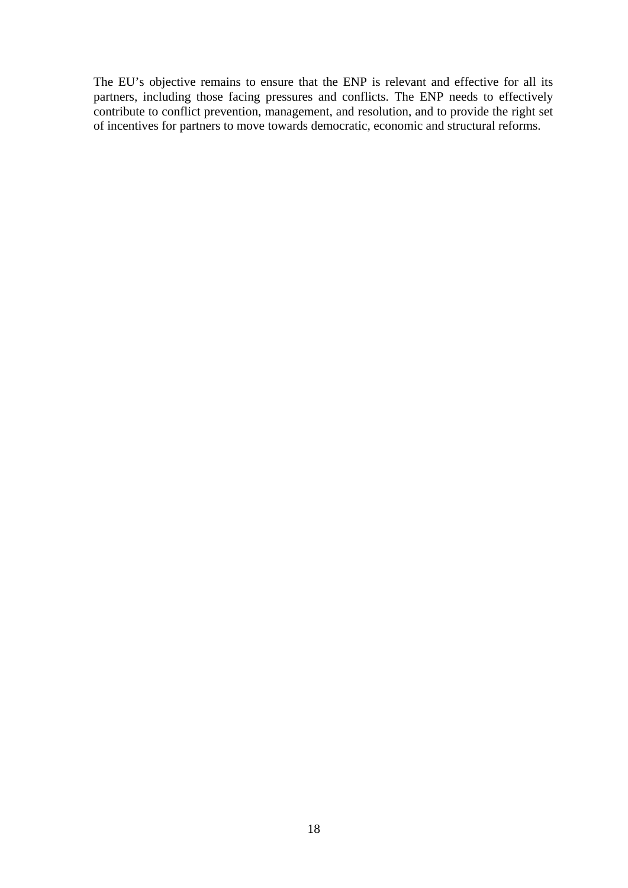The EU's objective remains to ensure that the ENP is relevant and effective for all its partners, including those facing pressures and conflicts. The ENP needs to effectively contribute to conflict prevention, management, and resolution, and to provide the right set of incentives for partners to move towards democratic, economic and structural reforms.